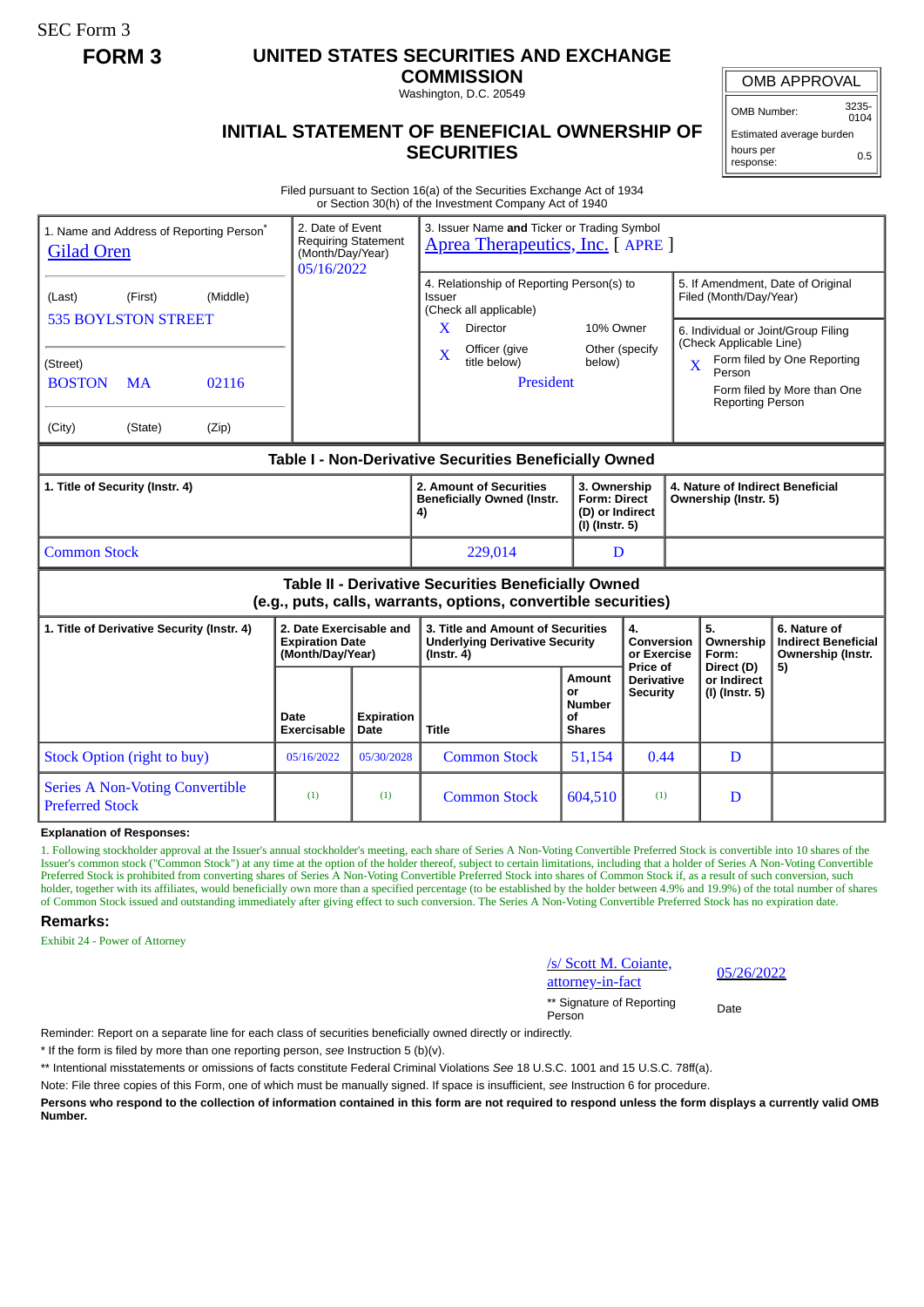SEC Form 3

**FORM 3**

# UNITED STATES SECURITIES AND EXCHANGE COMMISSION

Washington, D.C. 20549

## INITIAL STATEMENT OF BENEFICIAL OWNERSHIP OF SECURITIES

| OMB APPROVAL | |
|---|---|
| OMB Number: | 3235-0104 |
| Estimated average burden | |
| hours per response: | 0.5 |

Filed pursuant to Section 16(a) of the Securities Exchange Act of 1934 or Section 30(h) of the Investment Company Act of 1940

| 1. Name and Address of Reporting Person* | 2. Date of Event Requiring Statement (Month/Day/Year) | 3. Issuer Name and Ticker or Trading Symbol |
|---|---|---|
| Gilad Oren | 05/16/2022 | Aprea Therapeutics, Inc. [ APRE ] |
| (Last) (First) (Middle) 535 BOYLSTON STREET | | 4. Relationship of Reporting Person(s) to Issuer (Check all applicable): X Director; 10% Owner; X Officer (give title below); Other (specify below) — President |
| (Street) BOSTON MA 02116 | | 5. If Amendment, Date of Original Filed (Month/Day/Year) |
| (City) (State) (Zip) | | 6. Individual or Joint/Group Filing (Check Applicable Line): X Form filed by One Reporting Person; Form filed by More than One Reporting Person |

### Table I - Non-Derivative Securities Beneficially Owned

| 1. Title of Security (Instr. 4) | 2. Amount of Securities Beneficially Owned (Instr. 4) | 3. Ownership Form: Direct (D) or Indirect (I) (Instr. 5) | 4. Nature of Indirect Beneficial Ownership (Instr. 5) |
|---|---|---|---|
| Common Stock | 229,014 | D | |

### Table II - Derivative Securities Beneficially Owned (e.g., puts, calls, warrants, options, convertible securities)

| 1. Title of Derivative Security (Instr. 4) | 2. Date Exercisable and Expiration Date (Month/Day/Year) | | 3. Title and Amount of Securities Underlying Derivative Security (Instr. 4) | | 4. Conversion or Exercise Price of Derivative Security | 5. Ownership Form: Direct (D) or Indirect (I) (Instr. 5) | 6. Nature of Indirect Beneficial Ownership (Instr. 5) |
|---|---|---|---|---|---|---|---|
| | Date Exercisable | Expiration Date | Title | Amount or Number of Shares | | | |
| Stock Option (right to buy) | 05/16/2022 | 05/30/2028 | Common Stock | 51,154 | 0.44 | D | |
| Series A Non-Voting Convertible Preferred Stock | (1) | (1) | Common Stock | 604,510 | (1) | D | |

**Explanation of Responses:**

1. Following stockholder approval at the Issuer's annual stockholder's meeting, each share of Series A Non-Voting Convertible Preferred Stock is convertible into 10 shares of the Issuer's common stock ("Common Stock") at any time at the option of the holder thereof, subject to certain limitations, including that a holder of Series A Non-Voting Convertible Preferred Stock is prohibited from converting shares of Series A Non-Voting Convertible Preferred Stock into shares of Common Stock if, as a result of such conversion, such holder, together with its affiliates, would beneficially own more than a specified percentage (to be established by the holder between 4.9% and 19.9%) of the total number of shares of Common Stock issued and outstanding immediately after giving effect to such conversion. The Series A Non-Voting Convertible Preferred Stock has no expiration date.

## Remarks:

Exhibit 24 - Power of Attorney

| /s/ Scott M. Coiante, attorney-in-fact | 05/26/2022 |
|---|---|
| ** Signature of Reporting Person | Date |

Reminder: Report on a separate line for each class of securities beneficially owned directly or indirectly.

* If the form is filed by more than one reporting person, *see* Instruction 5 (b)(v).

** Intentional misstatements or omissions of facts constitute Federal Criminal Violations *See* 18 U.S.C. 1001 and 15 U.S.C. 78ff(a).

Note: File three copies of this Form, one of which must be manually signed. If space is insufficient, *see* Instruction 6 for procedure.

**Persons who respond to the collection of information contained in this form are not required to respond unless the form displays a currently valid OMB Number.**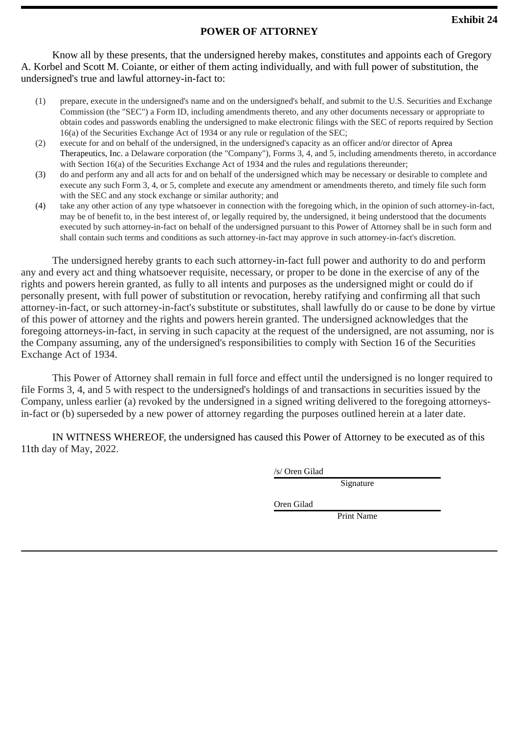**Exhibit 24**

# POWER OF ATTORNEY

Know all by these presents, that the undersigned hereby makes, constitutes and appoints each of Gregory A. Korbel and Scott M. Coiante, or either of them acting individually, and with full power of substitution, the undersigned's true and lawful attorney-in-fact to:

(1) prepare, execute in the undersigned's name and on the undersigned's behalf, and submit to the U.S. Securities and Exchange Commission (the "SEC") a Form ID, including amendments thereto, and any other documents necessary or appropriate to obtain codes and passwords enabling the undersigned to make electronic filings with the SEC of reports required by Section 16(a) of the Securities Exchange Act of 1934 or any rule or regulation of the SEC;

(2) execute for and on behalf of the undersigned, in the undersigned's capacity as an officer and/or director of Aprea Therapeutics, Inc. a Delaware corporation (the "Company"), Forms 3, 4, and 5, including amendments thereto, in accordance with Section 16(a) of the Securities Exchange Act of 1934 and the rules and regulations thereunder;

(3) do and perform any and all acts for and on behalf of the undersigned which may be necessary or desirable to complete and execute any such Form 3, 4, or 5, complete and execute any amendment or amendments thereto, and timely file such form with the SEC and any stock exchange or similar authority; and

(4) take any other action of any type whatsoever in connection with the foregoing which, in the opinion of such attorney-in-fact, may be of benefit to, in the best interest of, or legally required by, the undersigned, it being understood that the documents executed by such attorney-in-fact on behalf of the undersigned pursuant to this Power of Attorney shall be in such form and shall contain such terms and conditions as such attorney-in-fact may approve in such attorney-in-fact's discretion.

The undersigned hereby grants to each such attorney-in-fact full power and authority to do and perform any and every act and thing whatsoever requisite, necessary, or proper to be done in the exercise of any of the rights and powers herein granted, as fully to all intents and purposes as the undersigned might or could do if personally present, with full power of substitution or revocation, hereby ratifying and confirming all that such attorney-in-fact, or such attorney-in-fact's substitute or substitutes, shall lawfully do or cause to be done by virtue of this power of attorney and the rights and powers herein granted. The undersigned acknowledges that the foregoing attorneys-in-fact, in serving in such capacity at the request of the undersigned, are not assuming, nor is the Company assuming, any of the undersigned's responsibilities to comply with Section 16 of the Securities Exchange Act of 1934.

This Power of Attorney shall remain in full force and effect until the undersigned is no longer required to file Forms 3, 4, and 5 with respect to the undersigned's holdings of and transactions in securities issued by the Company, unless earlier (a) revoked by the undersigned in a signed writing delivered to the foregoing attorneys-in-fact or (b) superseded by a new power of attorney regarding the purposes outlined herein at a later date.

IN WITNESS WHEREOF, the undersigned has caused this Power of Attorney to be executed as of this 11th day of May, 2022.

/s/ Oren Gilad
Signature

Oren Gilad
Print Name